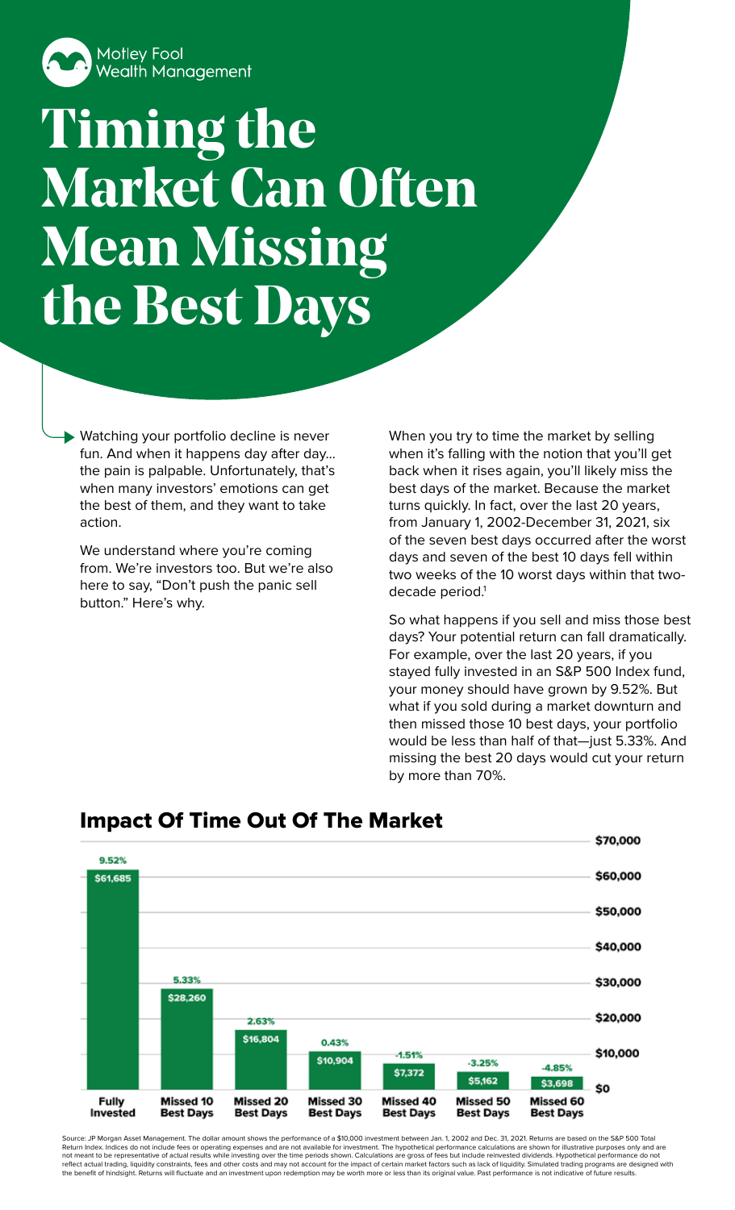Motley Fool Wealth Management

# Timing the Market Can Often Mean Missing the Best Days

Watching your portfolio decline is never fun. And when it happens day after day... the pain is palpable. Unfortunately, that's when many investors' emotions can get the best of them, and they want to take action.

We understand where you're coming from. We're investors too. But we're also here to say, "Don't push the panic sell button." Here's why.

When you try to time the market by selling when it's falling with the notion that you'll get back when it rises again, you'll likely miss the best days of the market. Because the market turns quickly. In fact, over the last 20 years, from January 1, 2002-December 31, 2021, six of the seven best days occurred after the worst days and seven of the best 10 days fell within two weeks of the 10 worst days within that two-decade period.[1]

So what happens if you sell and miss those best days? Your potential return can fall dramatically. For example, over the last 20 years, if you stayed fully invested in an S&P 500 Index fund, your money should have grown by 9.52%. But what if you sold during a market downturn and then missed those 10 best days, your portfolio would be less than half of that—just 5.33%. And missing the best 20 days would cut your return by more than 70%.

## Impact Of Time Out Of The Market

$70,000
$60,000
$50,000
$40,000
$30,000
$20,000
$10,000
$0

Fully Invested: 9.52% $61,685
Missed 10 Best Days: 5.33% $28,260
Missed 20 Best Days: 2.63% $16,804
Missed 30 Best Days: 0.43% $10,904
Missed 40 Best Days: -1.51% $7,372
Missed 50 Best Days: -3.25% $5,162
Missed 60 Best Days: -4.85% $3,698

Source: JP Morgan Asset Management. The dollar amount shows the performance of a $10,000 investment between Jan. 1, 2002 and Dec. 31, 2021. Returns are based on the S&P 500 Total Return Index. Indices do not include fees or operating expenses and are not available for investment. The hypothetical performance calculations are shown for illustrative purposes only and are not meant to be representative of actual results while investing over the time periods shown. Calculations are gross of fees but include reinvested dividends. Hypothetical performance do not reflect actual trading, liquidity constraints, fees and other costs and may not account for the impact of certain market factors such as lack of liquidity. Simulated trading programs are designed with the benefit of hindsight. Returns will fluctuate and an investment upon redemption may be worth more or less than its original value. Past performance is not indicative of future results.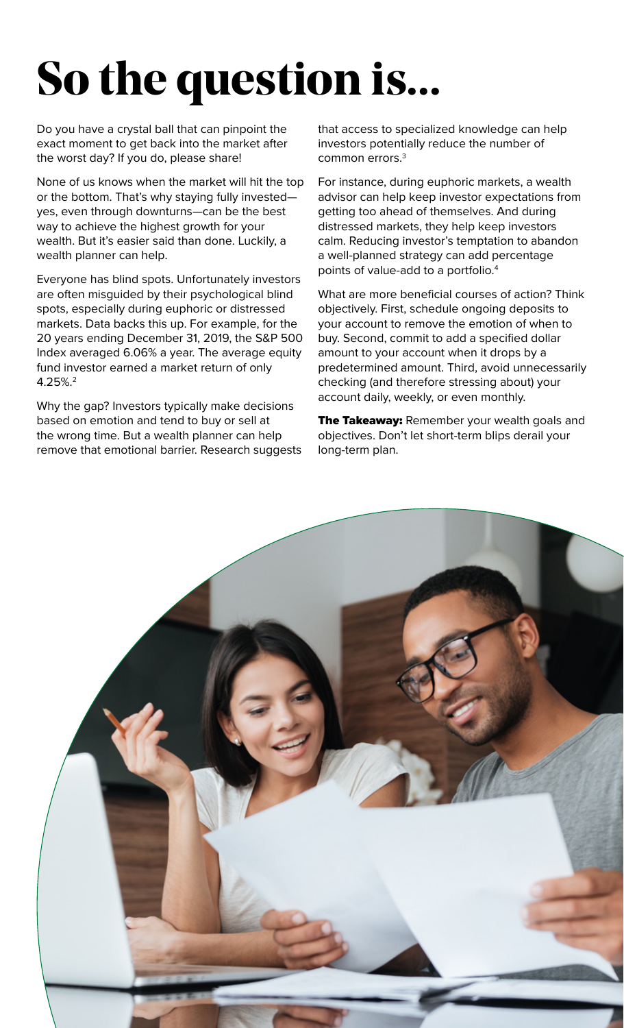# So the question is...

Do you have a crystal ball that can pinpoint the exact moment to get back into the market after the worst day? If you do, please share!

None of us knows when the market will hit the top or the bottom. That's why staying fully invested—yes, even through downturns—can be the best way to achieve the highest growth for your wealth. But it's easier said than done. Luckily, a wealth planner can help.

Everyone has blind spots. Unfortunately investors are often misguided by their psychological blind spots, especially during euphoric or distressed markets. Data backs this up. For example, for the 20 years ending December 31, 2019, the S&P 500 Index averaged 6.06% a year. The average equity fund investor earned a market return of only 4.25%.[2]

Why the gap? Investors typically make decisions based on emotion and tend to buy or sell at the wrong time. But a wealth planner can help remove that emotional barrier. Research suggests that access to specialized knowledge can help investors potentially reduce the number of common errors.[3]

For instance, during euphoric markets, a wealth advisor can help keep investor expectations from getting too ahead of themselves. And during distressed markets, they help keep investors calm. Reducing investor's temptation to abandon a well-planned strategy can add percentage points of value-add to a portfolio.[4]

What are more beneficial courses of action? Think objectively. First, schedule ongoing deposits to your account to remove the emotion of when to buy. Second, commit to add a specified dollar amount to your account when it drops by a predetermined amount. Third, avoid unnecessarily checking (and therefore stressing about) your account daily, weekly, or even monthly.

**The Takeaway:** Remember your wealth goals and objectives. Don't let short-term blips derail your long-term plan.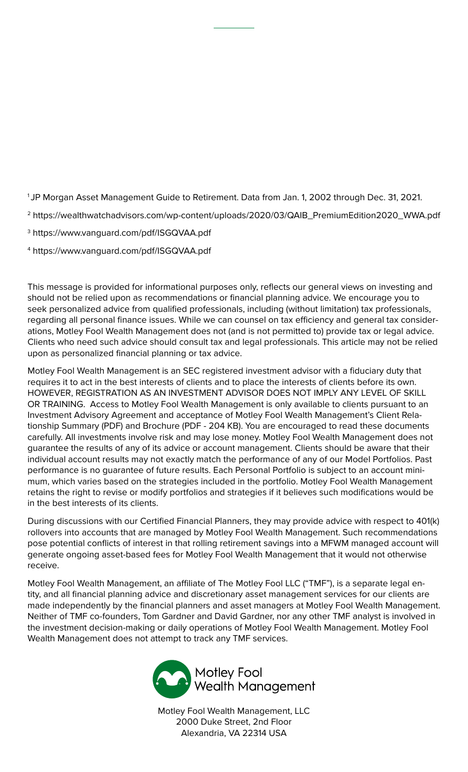[1] JP Morgan Asset Management Guide to Retirement. Data from Jan. 1, 2002 through Dec. 31, 2021.

[2] https://wealthwatchadvisors.com/wp-content/uploads/2020/03/QAIB_PremiumEdition2020_WWA.pdf

[3] https://www.vanguard.com/pdf/ISGQVAA.pdf

[4] https://www.vanguard.com/pdf/ISGQVAA.pdf

This message is provided for informational purposes only, reflects our general views on investing and should not be relied upon as recommendations or financial planning advice. We encourage you to seek personalized advice from qualified professionals, including (without limitation) tax professionals, regarding all personal finance issues. While we can counsel on tax efficiency and general tax considerations, Motley Fool Wealth Management does not (and is not permitted to) provide tax or legal advice. Clients who need such advice should consult tax and legal professionals. This article may not be relied upon as personalized financial planning or tax advice.

Motley Fool Wealth Management is an SEC registered investment advisor with a fiduciary duty that requires it to act in the best interests of clients and to place the interests of clients before its own. HOWEVER, REGISTRATION AS AN INVESTMENT ADVISOR DOES NOT IMPLY ANY LEVEL OF SKILL OR TRAINING. Access to Motley Fool Wealth Management is only available to clients pursuant to an Investment Advisory Agreement and acceptance of Motley Fool Wealth Management's Client Relationship Summary (PDF) and Brochure (PDF - 204 KB). You are encouraged to read these documents carefully. All investments involve risk and may lose money. Motley Fool Wealth Management does not guarantee the results of any of its advice or account management. Clients should be aware that their individual account results may not exactly match the performance of any of our Model Portfolios. Past performance is no guarantee of future results. Each Personal Portfolio is subject to an account minimum, which varies based on the strategies included in the portfolio. Motley Fool Wealth Management retains the right to revise or modify portfolios and strategies if it believes such modifications would be in the best interests of its clients.

During discussions with our Certified Financial Planners, they may provide advice with respect to 401(k) rollovers into accounts that are managed by Motley Fool Wealth Management. Such recommendations pose potential conflicts of interest in that rolling retirement savings into a MFWM managed account will generate ongoing asset-based fees for Motley Fool Wealth Management that it would not otherwise receive.

Motley Fool Wealth Management, an affiliate of The Motley Fool LLC ("TMF"), is a separate legal entity, and all financial planning advice and discretionary asset management services for our clients are made independently by the financial planners and asset managers at Motley Fool Wealth Management. Neither of TMF co-founders, Tom Gardner and David Gardner, nor any other TMF analyst is involved in the investment decision-making or daily operations of Motley Fool Wealth Management. Motley Fool Wealth Management does not attempt to track any TMF services.

Motley Fool Wealth Management

Motley Fool Wealth Management, LLC
2000 Duke Street, 2nd Floor
Alexandria, VA 22314 USA